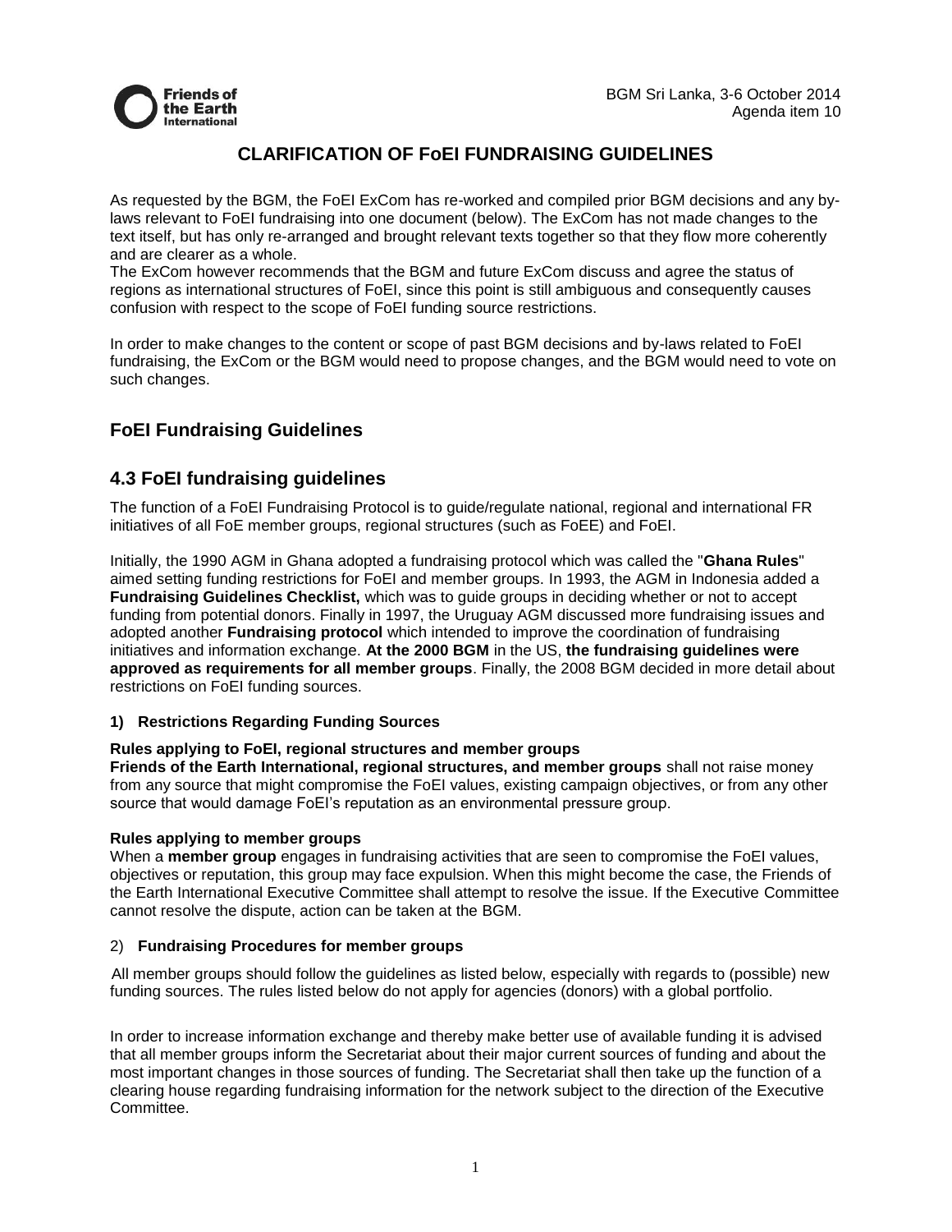BGM Sri Lanka, 3-6 October 2014
Agenda item 10

# CLARIFICATION OF FoEI FUNDRAISING GUIDELINES

As requested by the BGM, the FoEI ExCom has re-worked and compiled prior BGM decisions and any by-laws relevant to FoEI fundraising into one document (below). The ExCom has not made changes to the text itself, but has only re-arranged and brought relevant texts together so that they flow more coherently and are clearer as a whole.
The ExCom however recommends that the BGM and future ExCom discuss and agree the status of regions as international structures of FoEI, since this point is still ambiguous and consequently causes confusion with respect to the scope of FoEI funding source restrictions.

In order to make changes to the content or scope of past BGM decisions and by-laws related to FoEI fundraising, the ExCom or the BGM would need to propose changes, and the BGM would need to vote on such changes.

## FoEI Fundraising Guidelines

## 4.3 FoEI fundraising guidelines

The function of a FoEI Fundraising Protocol is to guide/regulate national, regional and international FR initiatives of all FoE member groups, regional structures (such as FoEE) and FoEI.

Initially, the 1990 AGM in Ghana adopted a fundraising protocol which was called the "**Ghana Rules**" aimed setting funding restrictions for FoEI and member groups. In 1993, the AGM in Indonesia added a **Fundraising Guidelines Checklist,** which was to guide groups in deciding whether or not to accept funding from potential donors. Finally in 1997, the Uruguay AGM discussed more fundraising issues and adopted another **Fundraising protocol** which intended to improve the coordination of fundraising initiatives and information exchange. **At the 2000 BGM** in the US, **the fundraising guidelines were approved as requirements for all member groups**. Finally, the 2008 BGM decided in more detail about restrictions on FoEI funding sources.

### 1) Restrictions Regarding Funding Sources

**Rules applying to FoEI, regional structures and member groups**
**Friends of the Earth International, regional structures, and member groups** shall not raise money from any source that might compromise the FoEI values, existing campaign objectives, or from any other source that would damage FoEI's reputation as an environmental pressure group.

**Rules applying to member groups**
When a **member group** engages in fundraising activities that are seen to compromise the FoEI values, objectives or reputation, this group may face expulsion. When this might become the case, the Friends of the Earth International Executive Committee shall attempt to resolve the issue. If the Executive Committee cannot resolve the dispute, action can be taken at the BGM.

### 2) Fundraising Procedures for member groups

All member groups should follow the guidelines as listed below, especially with regards to (possible) new funding sources. The rules listed below do not apply for agencies (donors) with a global portfolio.

In order to increase information exchange and thereby make better use of available funding it is advised that all member groups inform the Secretariat about their major current sources of funding and about the most important changes in those sources of funding. The Secretariat shall then take up the function of a clearing house regarding fundraising information for the network subject to the direction of the Executive Committee.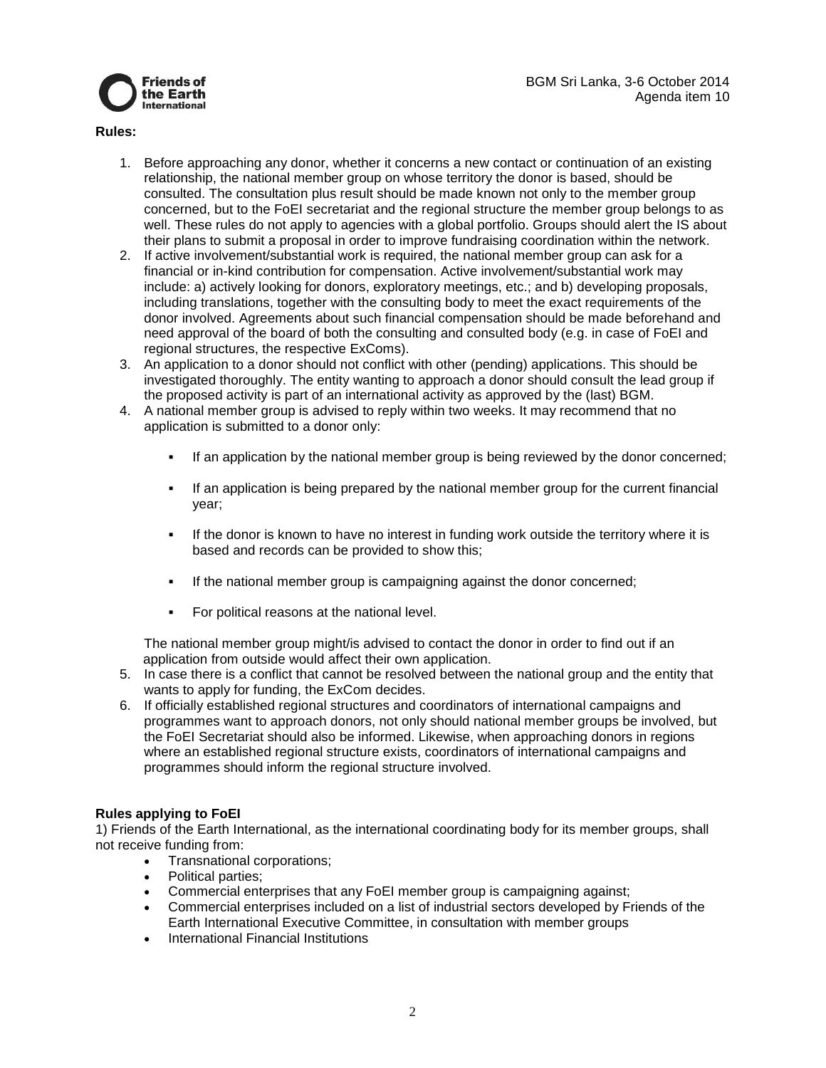**Rules:**

1. Before approaching any donor, whether it concerns a new contact or continuation of an existing relationship, the national member group on whose territory the donor is based, should be consulted. The consultation plus result should be made known not only to the member group concerned, but to the FoEI secretariat and the regional structure the member group belongs to as well. These rules do not apply to agencies with a global portfolio. Groups should alert the IS about their plans to submit a proposal in order to improve fundraising coordination within the network.
2. If active involvement/substantial work is required, the national member group can ask for a financial or in-kind contribution for compensation. Active involvement/substantial work may include: a) actively looking for donors, exploratory meetings, etc.; and b) developing proposals, including translations, together with the consulting body to meet the exact requirements of the donor involved. Agreements about such financial compensation should be made beforehand and need approval of the board of both the consulting and consulted body (e.g. in case of FoEI and regional structures, the respective ExComs).
3. An application to a donor should not conflict with other (pending) applications. This should be investigated thoroughly. The entity wanting to approach a donor should consult the lead group if the proposed activity is part of an international activity as approved by the (last) BGM.
4. A national member group is advised to reply within two weeks. It may recommend that no application is submitted to a donor only:

    - If an application by the national member group is being reviewed by the donor concerned;
    - If an application is being prepared by the national member group for the current financial year;
    - If the donor is known to have no interest in funding work outside the territory where it is based and records can be provided to show this;
    - If the national member group is campaigning against the donor concerned;
    - For political reasons at the national level.

    The national member group might/is advised to contact the donor in order to find out if an application from outside would affect their own application.
5. In case there is a conflict that cannot be resolved between the national group and the entity that wants to apply for funding, the ExCom decides.
6. If officially established regional structures and coordinators of international campaigns and programmes want to approach donors, not only should national member groups be involved, but the FoEI Secretariat should also be informed. Likewise, when approaching donors in regions where an established regional structure exists, coordinators of international campaigns and programmes should inform the regional structure involved.

**Rules applying to FoEI**

1) Friends of the Earth International, as the international coordinating body for its member groups, shall not receive funding from:

- Transnational corporations;
- Political parties;
- Commercial enterprises that any FoEI member group is campaigning against;
- Commercial enterprises included on a list of industrial sectors developed by Friends of the Earth International Executive Committee, in consultation with member groups
- International Financial Institutions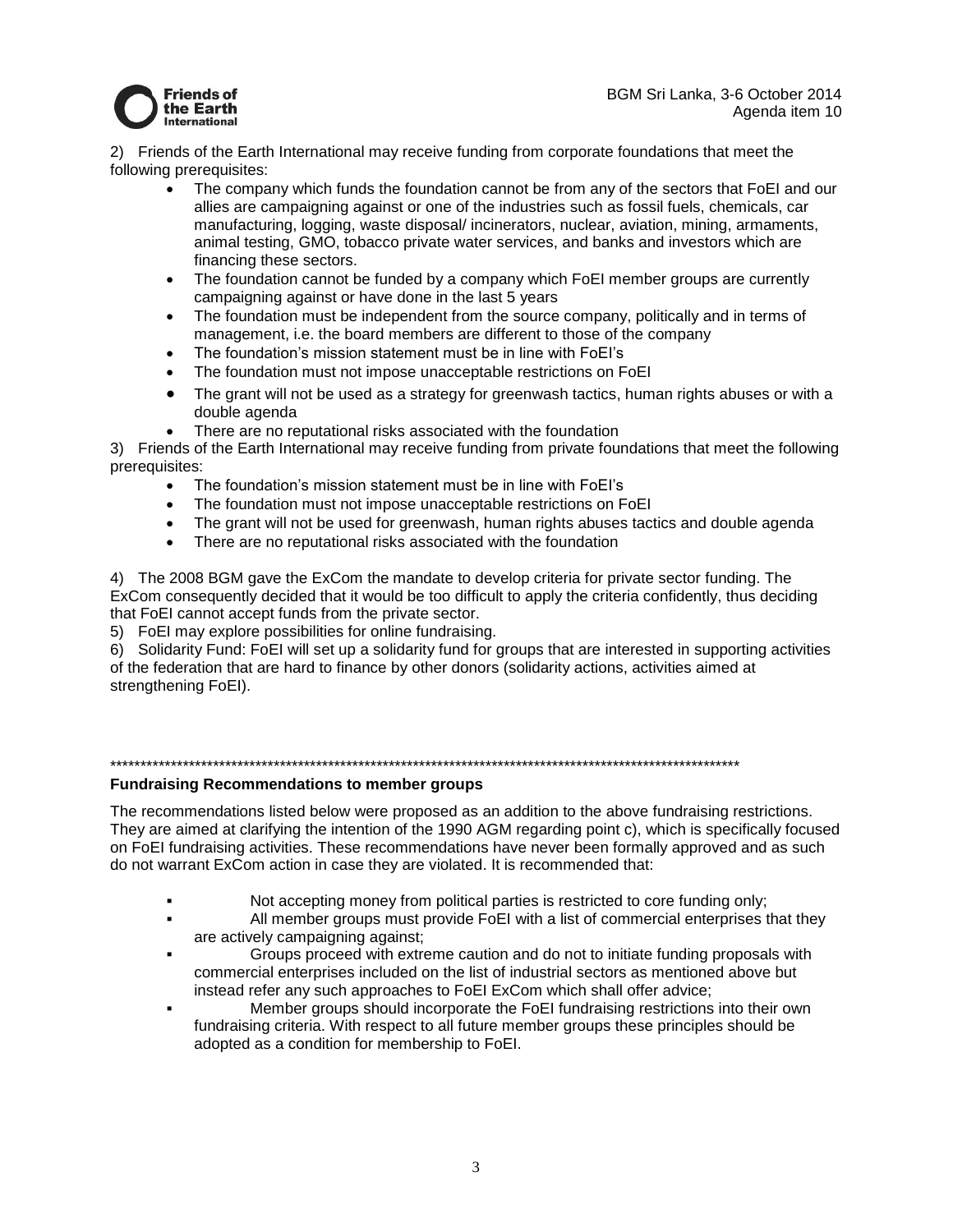2) Friends of the Earth International may receive funding from corporate foundations that meet the following prerequisites:

- The company which funds the foundation cannot be from any of the sectors that FoEI and our allies are campaigning against or one of the industries such as fossil fuels, chemicals, car manufacturing, logging, waste disposal/ incinerators, nuclear, aviation, mining, armaments, animal testing, GMO, tobacco private water services, and banks and investors which are financing these sectors.
- The foundation cannot be funded by a company which FoEI member groups are currently campaigning against or have done in the last 5 years
- The foundation must be independent from the source company, politically and in terms of management, i.e. the board members are different to those of the company
- The foundation's mission statement must be in line with FoEI's
- The foundation must not impose unacceptable restrictions on FoEI
- The grant will not be used as a strategy for greenwash tactics, human rights abuses or with a double agenda
- There are no reputational risks associated with the foundation

3) Friends of the Earth International may receive funding from private foundations that meet the following prerequisites:

- The foundation's mission statement must be in line with FoEI's
- The foundation must not impose unacceptable restrictions on FoEI
- The grant will not be used for greenwash, human rights abuses tactics and double agenda
- There are no reputational risks associated with the foundation

4) The 2008 BGM gave the ExCom the mandate to develop criteria for private sector funding. The ExCom consequently decided that it would be too difficult to apply the criteria confidently, thus deciding that FoEI cannot accept funds from the private sector.
5) FoEI may explore possibilities for online fundraising.
6) Solidarity Fund: FoEI will set up a solidarity fund for groups that are interested in supporting activities of the federation that are hard to finance by other donors (solidarity actions, activities aimed at strengthening FoEI).

****************************************************************************************************************

**Fundraising Recommendations to member groups**

The recommendations listed below were proposed as an addition to the above fundraising restrictions. They are aimed at clarifying the intention of the 1990 AGM regarding point c), which is specifically focused on FoEI fundraising activities. These recommendations have never been formally approved and as such do not warrant ExCom action in case they are violated. It is recommended that:

- Not accepting money from political parties is restricted to core funding only;
- All member groups must provide FoEI with a list of commercial enterprises that they are actively campaigning against;
- Groups proceed with extreme caution and do not to initiate funding proposals with commercial enterprises included on the list of industrial sectors as mentioned above but instead refer any such approaches to FoEI ExCom which shall offer advice;
- Member groups should incorporate the FoEI fundraising restrictions into their own fundraising criteria. With respect to all future member groups these principles should be adopted as a condition for membership to FoEI.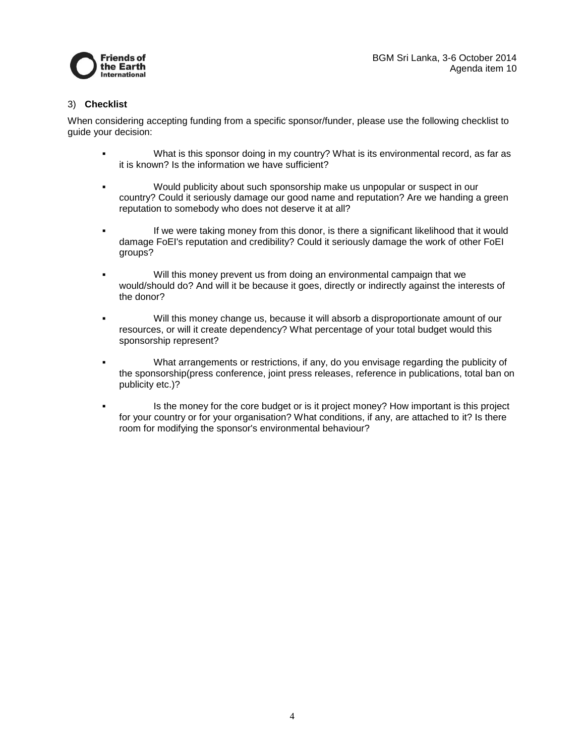3) **Checklist**

When considering accepting funding from a specific sponsor/funder, please use the following checklist to guide your decision:

- What is this sponsor doing in my country? What is its environmental record, as far as it is known? Is the information we have sufficient?
- Would publicity about such sponsorship make us unpopular or suspect in our country? Could it seriously damage our good name and reputation? Are we handing a green reputation to somebody who does not deserve it at all?
- If we were taking money from this donor, is there a significant likelihood that it would damage FoEI's reputation and credibility? Could it seriously damage the work of other FoEI groups?
- Will this money prevent us from doing an environmental campaign that we would/should do? And will it be because it goes, directly or indirectly against the interests of the donor?
- Will this money change us, because it will absorb a disproportionate amount of our resources, or will it create dependency? What percentage of your total budget would this sponsorship represent?
- What arrangements or restrictions, if any, do you envisage regarding the publicity of the sponsorship(press conference, joint press releases, reference in publications, total ban on publicity etc.)?
- Is the money for the core budget or is it project money? How important is this project for your country or for your organisation? What conditions, if any, are attached to it? Is there room for modifying the sponsor's environmental behaviour?